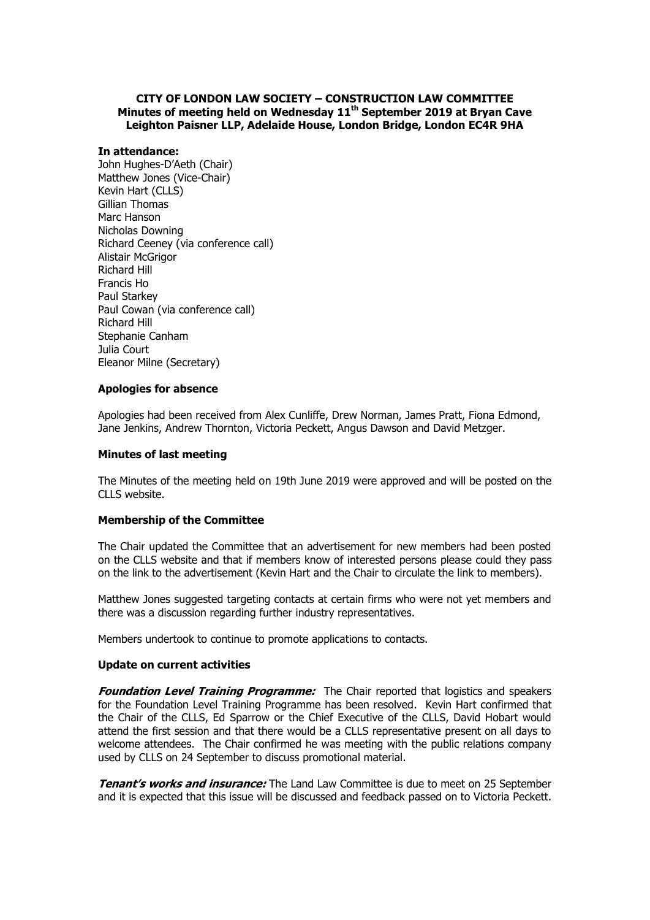**CITY OF LONDON LAW SOCIETY – CONSTRUCTION LAW COMMITTEE**
**Minutes of meeting held on Wednesday 11th September 2019 at Bryan Cave Leighton Paisner LLP, Adelaide House, London Bridge, London EC4R 9HA**

**In attendance:**
John Hughes-D'Aeth (Chair)
Matthew Jones (Vice-Chair)
Kevin Hart (CLLS)
Gillian Thomas
Marc Hanson
Nicholas Downing
Richard Ceeney (via conference call)
Alistair McGrigor
Richard Hill
Francis Ho
Paul Starkey
Paul Cowan (via conference call)
Richard Hill
Stephanie Canham
Julia Court
Eleanor Milne (Secretary)

**Apologies for absence**

Apologies had been received from Alex Cunliffe, Drew Norman, James Pratt, Fiona Edmond, Jane Jenkins, Andrew Thornton, Victoria Peckett, Angus Dawson and David Metzger.

**Minutes of last meeting**

The Minutes of the meeting held on 19th June 2019 were approved and will be posted on the CLLS website.

**Membership of the Committee**

The Chair updated the Committee that an advertisement for new members had been posted on the CLLS website and that if members know of interested persons please could they pass on the link to the advertisement (Kevin Hart and the Chair to circulate the link to members).

Matthew Jones suggested targeting contacts at certain firms who were not yet members and there was a discussion regarding further industry representatives.

Members undertook to continue to promote applications to contacts.

**Update on current activities**

***Foundation Level Training Programme:*** The Chair reported that logistics and speakers for the Foundation Level Training Programme has been resolved. Kevin Hart confirmed that the Chair of the CLLS, Ed Sparrow or the Chief Executive of the CLLS, David Hobart would attend the first session and that there would be a CLLS representative present on all days to welcome attendees. The Chair confirmed he was meeting with the public relations company used by CLLS on 24 September to discuss promotional material.

***Tenant's works and insurance:*** The Land Law Committee is due to meet on 25 September and it is expected that this issue will be discussed and feedback passed on to Victoria Peckett.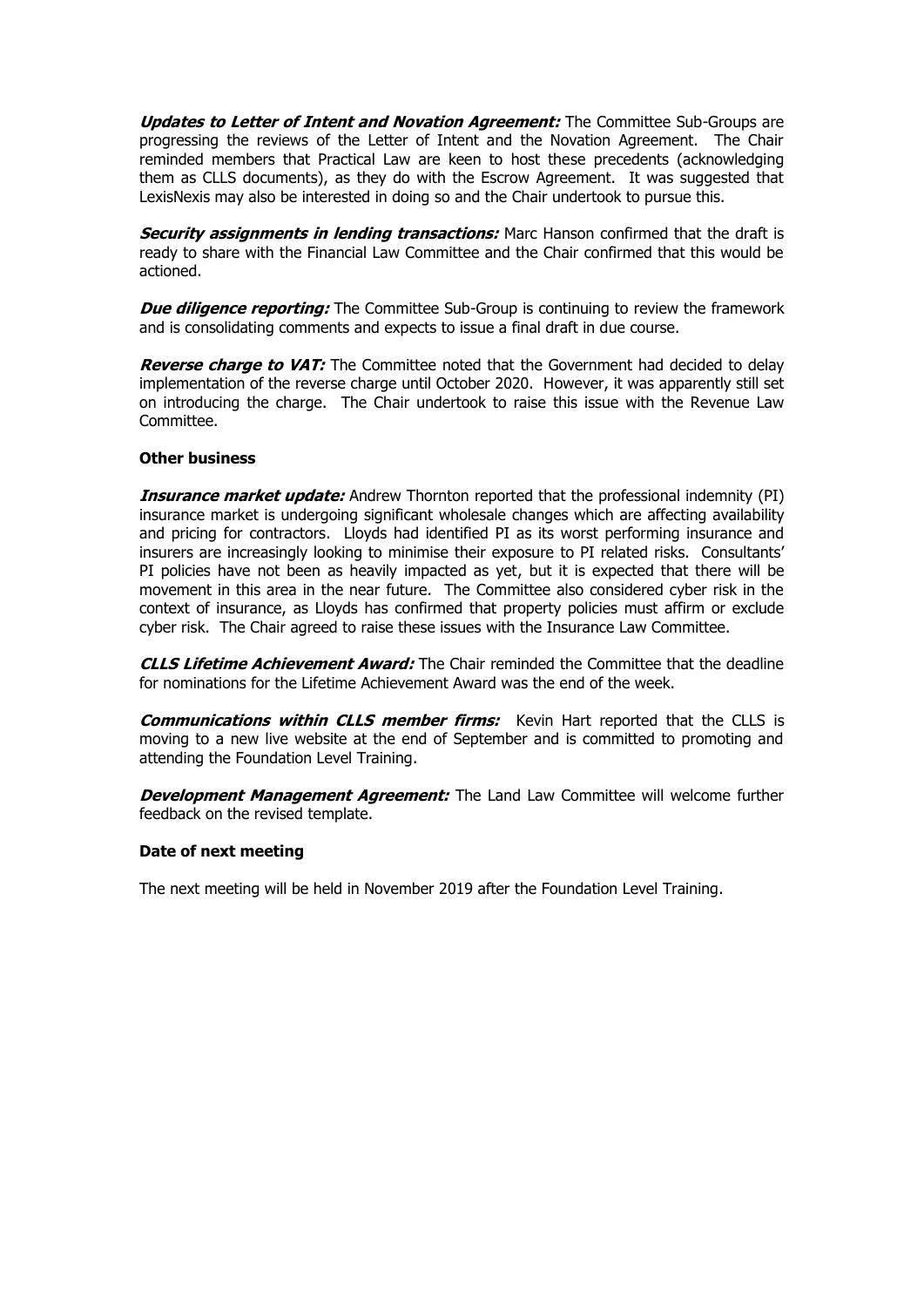***Updates to Letter of Intent and Novation Agreement:*** The Committee Sub-Groups are progressing the reviews of the Letter of Intent and the Novation Agreement. The Chair reminded members that Practical Law are keen to host these precedents (acknowledging them as CLLS documents), as they do with the Escrow Agreement. It was suggested that LexisNexis may also be interested in doing so and the Chair undertook to pursue this.

***Security assignments in lending transactions:*** Marc Hanson confirmed that the draft is ready to share with the Financial Law Committee and the Chair confirmed that this would be actioned.

***Due diligence reporting:*** The Committee Sub-Group is continuing to review the framework and is consolidating comments and expects to issue a final draft in due course.

***Reverse charge to VAT:*** The Committee noted that the Government had decided to delay implementation of the reverse charge until October 2020. However, it was apparently still set on introducing the charge. The Chair undertook to raise this issue with the Revenue Law Committee.

**Other business**

***Insurance market update:*** Andrew Thornton reported that the professional indemnity (PI) insurance market is undergoing significant wholesale changes which are affecting availability and pricing for contractors. Lloyds had identified PI as its worst performing insurance and insurers are increasingly looking to minimise their exposure to PI related risks. Consultants' PI policies have not been as heavily impacted as yet, but it is expected that there will be movement in this area in the near future. The Committee also considered cyber risk in the context of insurance, as Lloyds has confirmed that property policies must affirm or exclude cyber risk. The Chair agreed to raise these issues with the Insurance Law Committee.

***CLLS Lifetime Achievement Award:*** The Chair reminded the Committee that the deadline for nominations for the Lifetime Achievement Award was the end of the week.

***Communications within CLLS member firms:*** Kevin Hart reported that the CLLS is moving to a new live website at the end of September and is committed to promoting and attending the Foundation Level Training.

***Development Management Agreement:*** The Land Law Committee will welcome further feedback on the revised template.

**Date of next meeting**

The next meeting will be held in November 2019 after the Foundation Level Training.